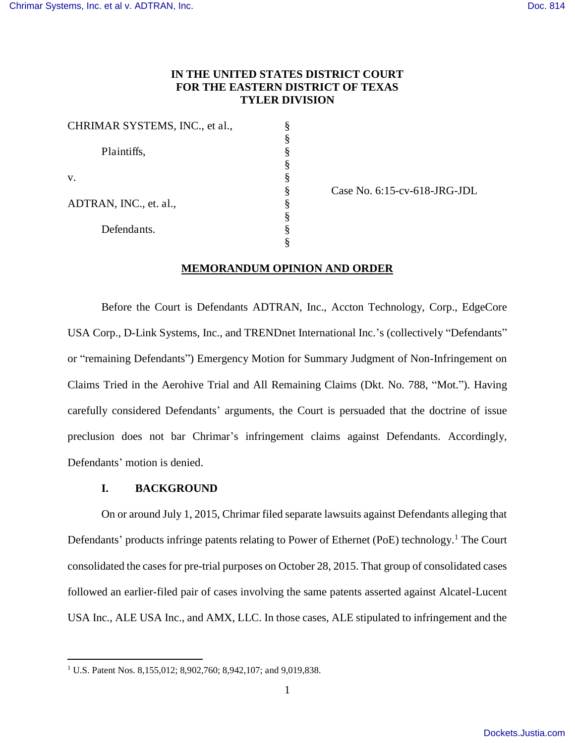**IN THE UNITED STATES DISTRICT COURT**
**FOR THE EASTERN DISTRICT OF TEXAS**
**TYLER DIVISION**

| | | |
|---|---|---|
| CHRIMAR SYSTEMS, INC., et al., | § | |
| | § | |
| Plaintiffs, | § | |
| | § | |
| v. | § | |
| | § | Case No. 6:15-cv-618-JRG-JDL |
| ADTRAN, INC., et. al., | § | |
| | § | |
| Defendants. | § | |
| | § | |

## MEMORANDUM OPINION AND ORDER

Before the Court is Defendants ADTRAN, Inc., Accton Technology, Corp., EdgeCore USA Corp., D-Link Systems, Inc., and TRENDnet International Inc.'s (collectively "Defendants" or "remaining Defendants") Emergency Motion for Summary Judgment of Non-Infringement on Claims Tried in the Aerohive Trial and All Remaining Claims (Dkt. No. 788, "Mot."). Having carefully considered Defendants' arguments, the Court is persuaded that the doctrine of issue preclusion does not bar Chrimar's infringement claims against Defendants. Accordingly, Defendants' motion is denied.

### I. BACKGROUND

On or around July 1, 2015, Chrimar filed separate lawsuits against Defendants alleging that Defendants' products infringe patents relating to Power of Ethernet (PoE) technology.[1] The Court consolidated the cases for pre-trial purposes on October 28, 2015. That group of consolidated cases followed an earlier-filed pair of cases involving the same patents asserted against Alcatel-Lucent USA Inc., ALE USA Inc., and AMX, LLC. In those cases, ALE stipulated to infringement and the

[1] U.S. Patent Nos. 8,155,012; 8,902,760; 8,942,107; and 9,019,838.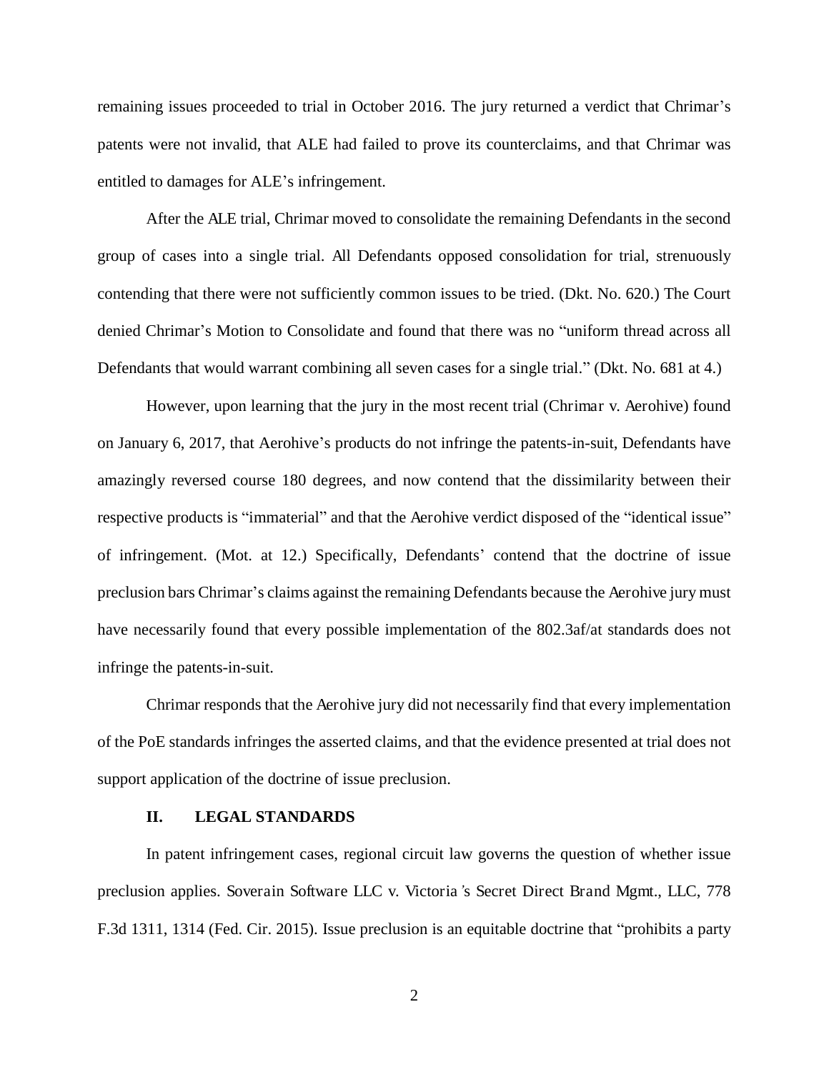remaining issues proceeded to trial in October 2016. The jury returned a verdict that Chrimar's patents were not invalid, that ALE had failed to prove its counterclaims, and that Chrimar was entitled to damages for ALE's infringement.

After the ALE trial, Chrimar moved to consolidate the remaining Defendants in the second group of cases into a single trial. All Defendants opposed consolidation for trial, strenuously contending that there were not sufficiently common issues to be tried. (Dkt. No. 620.) The Court denied Chrimar's Motion to Consolidate and found that there was no "uniform thread across all Defendants that would warrant combining all seven cases for a single trial." (Dkt. No. 681 at 4.)

However, upon learning that the jury in the most recent trial (*Chrimar v. Aerohive*) found on January 6, 2017, that Aerohive's products do not infringe the patents-in-suit, Defendants have amazingly reversed course 180 degrees, and now contend that the dissimilarity between their respective products is "immaterial" and that the Aerohive verdict disposed of the "identical issue" of infringement. (Mot. at 12.) Specifically, Defendants' contend that the doctrine of issue preclusion bars Chrimar's claims against the remaining Defendants because the Aerohive jury must have necessarily found that every possible implementation of the 802.3af/at standards does not infringe the patents-in-suit.

Chrimar responds that the Aerohive jury did not necessarily find that every implementation of the PoE standards infringes the asserted claims, and that the evidence presented at trial does not support application of the doctrine of issue preclusion.

## II. LEGAL STANDARDS

In patent infringement cases, regional circuit law governs the question of whether issue preclusion applies. *Soverain Software LLC v. Victoria's Secret Direct Brand Mgmt., LLC*, 778 F.3d 1311, 1314 (Fed. Cir. 2015). Issue preclusion is an equitable doctrine that "prohibits a party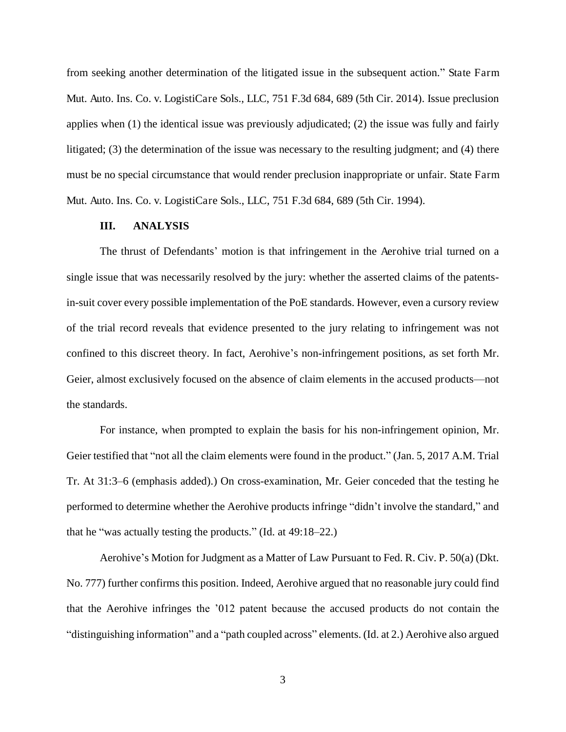from seeking another determination of the litigated issue in the subsequent action." State Farm Mut. Auto. Ins. Co. v. LogistiCare Sols., LLC, 751 F.3d 684, 689 (5th Cir. 2014). Issue preclusion applies when (1) the identical issue was previously adjudicated; (2) the issue was fully and fairly litigated; (3) the determination of the issue was necessary to the resulting judgment; and (4) there must be no special circumstance that would render preclusion inappropriate or unfair. State Farm Mut. Auto. Ins. Co. v. LogistiCare Sols., LLC, 751 F.3d 684, 689 (5th Cir. 1994).

### III. ANALYSIS

The thrust of Defendants' motion is that infringement in the Aerohive trial turned on a single issue that was necessarily resolved by the jury: whether the asserted claims of the patents-in-suit cover every possible implementation of the PoE standards. However, even a cursory review of the trial record reveals that evidence presented to the jury relating to infringement was not confined to this discreet theory. In fact, Aerohive's non-infringement positions, as set forth Mr. Geier, almost exclusively focused on the absence of claim elements in the accused products—not the standards.

For instance, when prompted to explain the basis for his non-infringement opinion, Mr. Geier testified that "not all the claim elements were found in the product." (Jan. 5, 2017 A.M. Trial Tr. At 31:3–6 (emphasis added).) On cross-examination, Mr. Geier conceded that the testing he performed to determine whether the Aerohive products infringe "didn't involve the standard," and that he "was actually testing the products." (Id. at 49:18–22.)

Aerohive's Motion for Judgment as a Matter of Law Pursuant to Fed. R. Civ. P. 50(a) (Dkt. No. 777) further confirms this position. Indeed, Aerohive argued that no reasonable jury could find that the Aerohive infringes the '012 patent because the accused products do not contain the "distinguishing information" and a "path coupled across" elements. (Id. at 2.) Aerohive also argued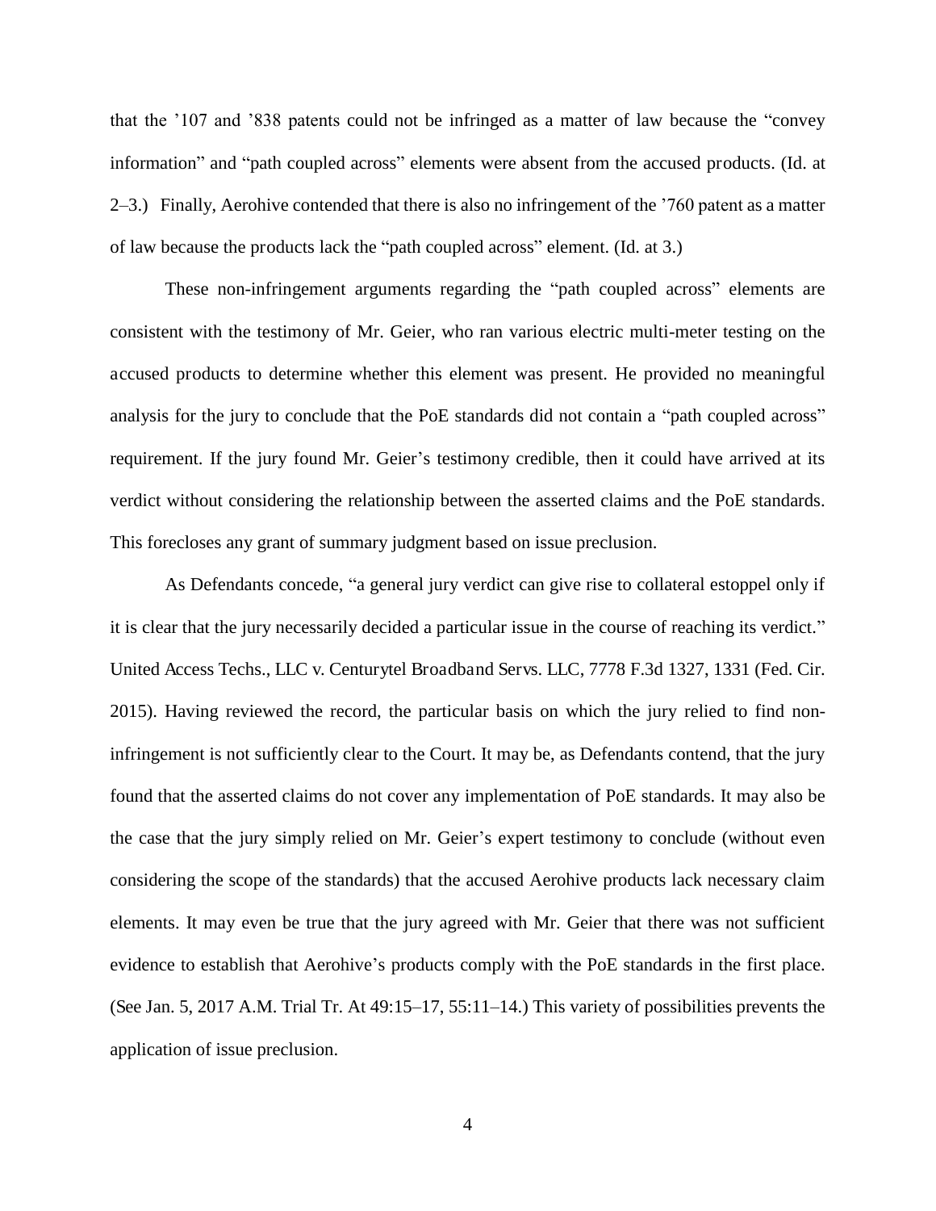that the '107 and '838 patents could not be infringed as a matter of law because the "convey information" and "path coupled across" elements were absent from the accused products. (Id. at 2–3.) Finally, Aerohive contended that there is also no infringement of the '760 patent as a matter of law because the products lack the "path coupled across" element. (Id. at 3.)

These non-infringement arguments regarding the "path coupled across" elements are consistent with the testimony of Mr. Geier, who ran various electric multi-meter testing on the accused products to determine whether this element was present. He provided no meaningful analysis for the jury to conclude that the PoE standards did not contain a "path coupled across" requirement. If the jury found Mr. Geier's testimony credible, then it could have arrived at its verdict without considering the relationship between the asserted claims and the PoE standards. This forecloses any grant of summary judgment based on issue preclusion.

As Defendants concede, "a general jury verdict can give rise to collateral estoppel only if it is clear that the jury necessarily decided a particular issue in the course of reaching its verdict." United Access Techs., LLC v. Centurytel Broadband Servs. LLC, 7778 F.3d 1327, 1331 (Fed. Cir. 2015). Having reviewed the record, the particular basis on which the jury relied to find non-infringement is not sufficiently clear to the Court. It may be, as Defendants contend, that the jury found that the asserted claims do not cover any implementation of PoE standards. It may also be the case that the jury simply relied on Mr. Geier's expert testimony to conclude (without even considering the scope of the standards) that the accused Aerohive products lack necessary claim elements. It may even be true that the jury agreed with Mr. Geier that there was not sufficient evidence to establish that Aerohive's products comply with the PoE standards in the first place. (See Jan. 5, 2017 A.M. Trial Tr. At 49:15–17, 55:11–14.) This variety of possibilities prevents the application of issue preclusion.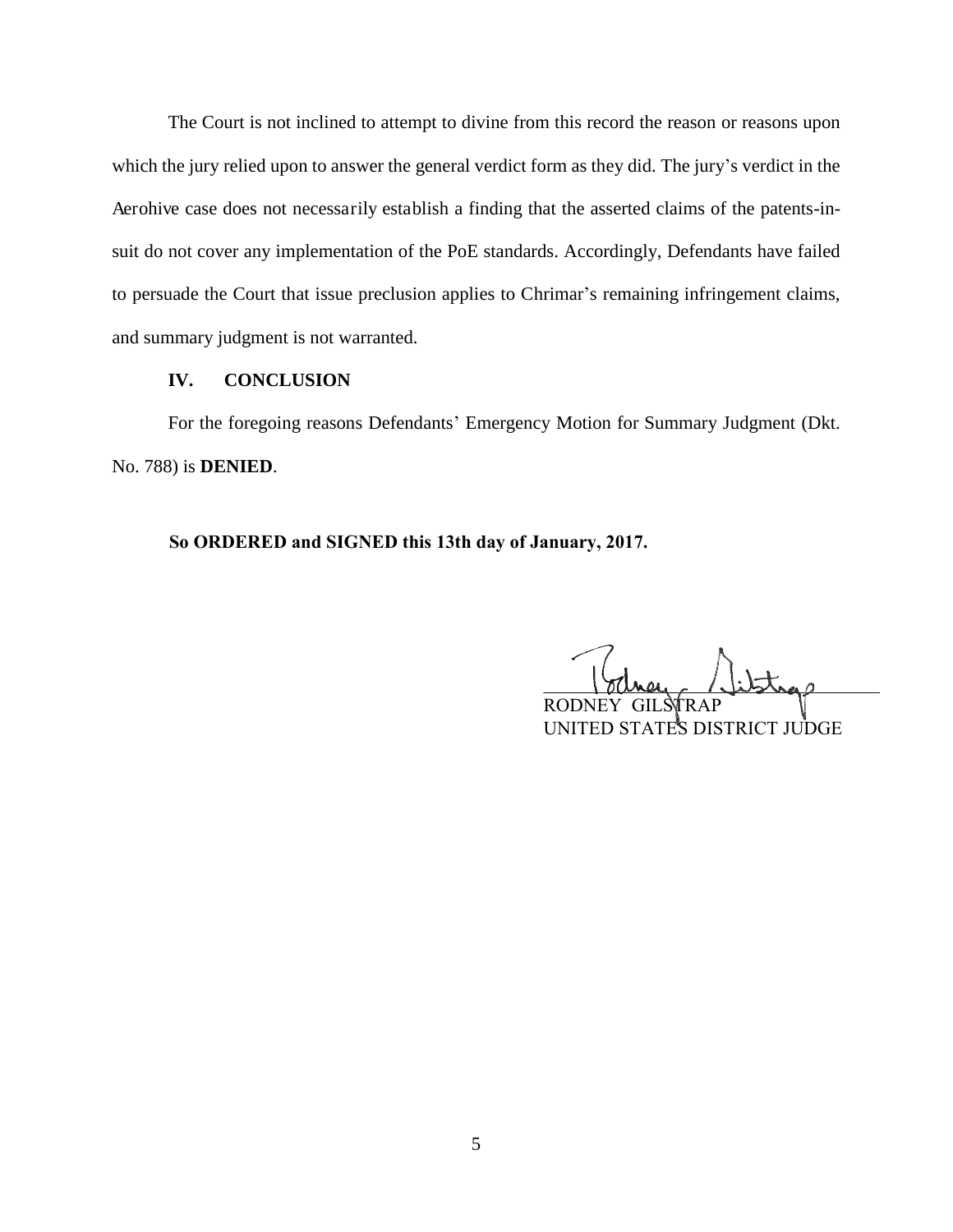The Court is not inclined to attempt to divine from this record the reason or reasons upon which the jury relied upon to answer the general verdict form as they did. The jury's verdict in the Aerohive case does not necessarily establish a finding that the asserted claims of the patents-in-suit do not cover any implementation of the PoE standards. Accordingly, Defendants have failed to persuade the Court that issue preclusion applies to Chrimar's remaining infringement claims, and summary judgment is not warranted.

## IV. CONCLUSION

For the foregoing reasons Defendants' Emergency Motion for Summary Judgment (Dkt. No. 788) is **DENIED**.

**So ORDERED and SIGNED this 13th day of January, 2017.**

RODNEY GILSTRAP
UNITED STATES DISTRICT JUDGE